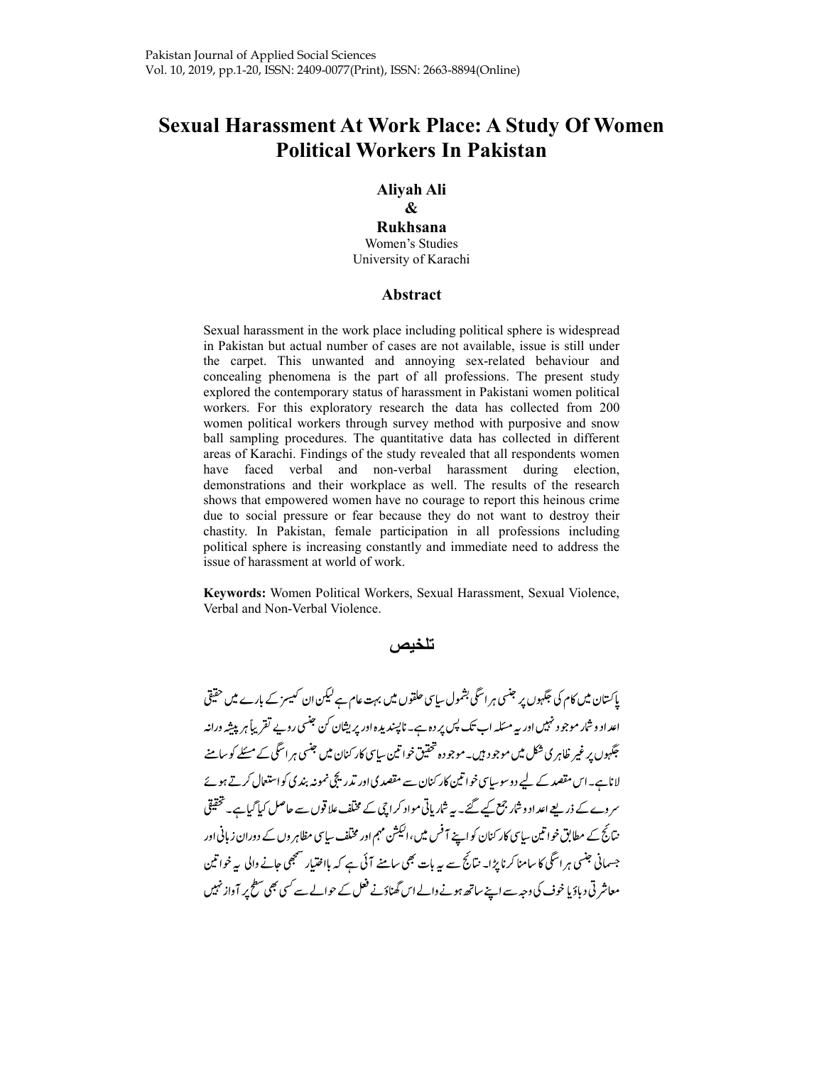# Sexual Harassment At Work Place: A Study Of Women Political Workers In Pakistan

**Aliyah Ali**
**&**
**Rukhsana**
Women's Studies
University of Karachi

## Abstract

Sexual harassment in the work place including political sphere is widespread in Pakistan but actual number of cases are not available, issue is still under the carpet. This unwanted and annoying sex-related behaviour and concealing phenomena is the part of all professions. The present study explored the contemporary status of harassment in Pakistani women political workers. For this exploratory research the data has collected from 200 women political workers through survey method with purposive and snow ball sampling procedures. The quantitative data has collected in different areas of Karachi. Findings of the study revealed that all respondents women have faced verbal and non-verbal harassment during election, demonstrations and their workplace as well. The results of the research shows that empowered women have no courage to report this heinous crime due to social pressure or fear because they do not want to destroy their chastity. In Pakistan, female participation in all professions including political sphere is increasing constantly and immediate need to address the issue of harassment at world of work.

**Keywords:** Women Political Workers, Sexual Harassment, Sexual Violence, Verbal and Non-Verbal Violence.

## تلخیص

پاکستان میں کام کی جگہوں پر جنسی ہراسگی بشمول سیاسی حلقوں میں بہت عام ہے لیکن ان کیسز کے بارے میں حقیقی اعداد و شمار موجود نہیں اور یہ مسئلہ اب تک پس پردہ ہے۔ ناپسندیدہ اور پریشان کن جنسی رویے تقریباً ہر پیشہ ورانہ جگہوں پر غیر ظاہری شکل میں موجود ہیں۔ موجودہ تحقیق خواتین سیاسی کارکنان میں جنسی ہراسگی کے مسئلے کو سامنے لانا ہے۔ اس مقصد کے لیے دو سو سیاسی خواتین کارکنان سے مقصدی اور تدریجی نمونہ بندی کو استعمال کرتے ہوئے سروے کے ذریعے اعداد و شمار جمع کیے گئے۔ یہ شماریاتی مواد کراچی کے مختلف علاقوں سے حاصل کیا گیا ہے۔ تحقیقی نتائج کے مطابق خواتین سیاسی کارکنان کو اپنے آفس میں، الیکشن مہم اور مختلف سیاسی مظاہروں کے دوران زبانی اور جسمانی جنسی ہراسگی کا سامنا کرنا پڑا۔ نتائج سے یہ بات بھی سامنے آئی ہے کہ بااختیار سمجھی جانے والی یہ خواتین معاشرتی دباؤ یا خوف کی وجہ سے اپنے ساتھ ہونے والے اس گھناؤنے فعل کے حوالے سے کسی بھی سطح پر آواز نہیں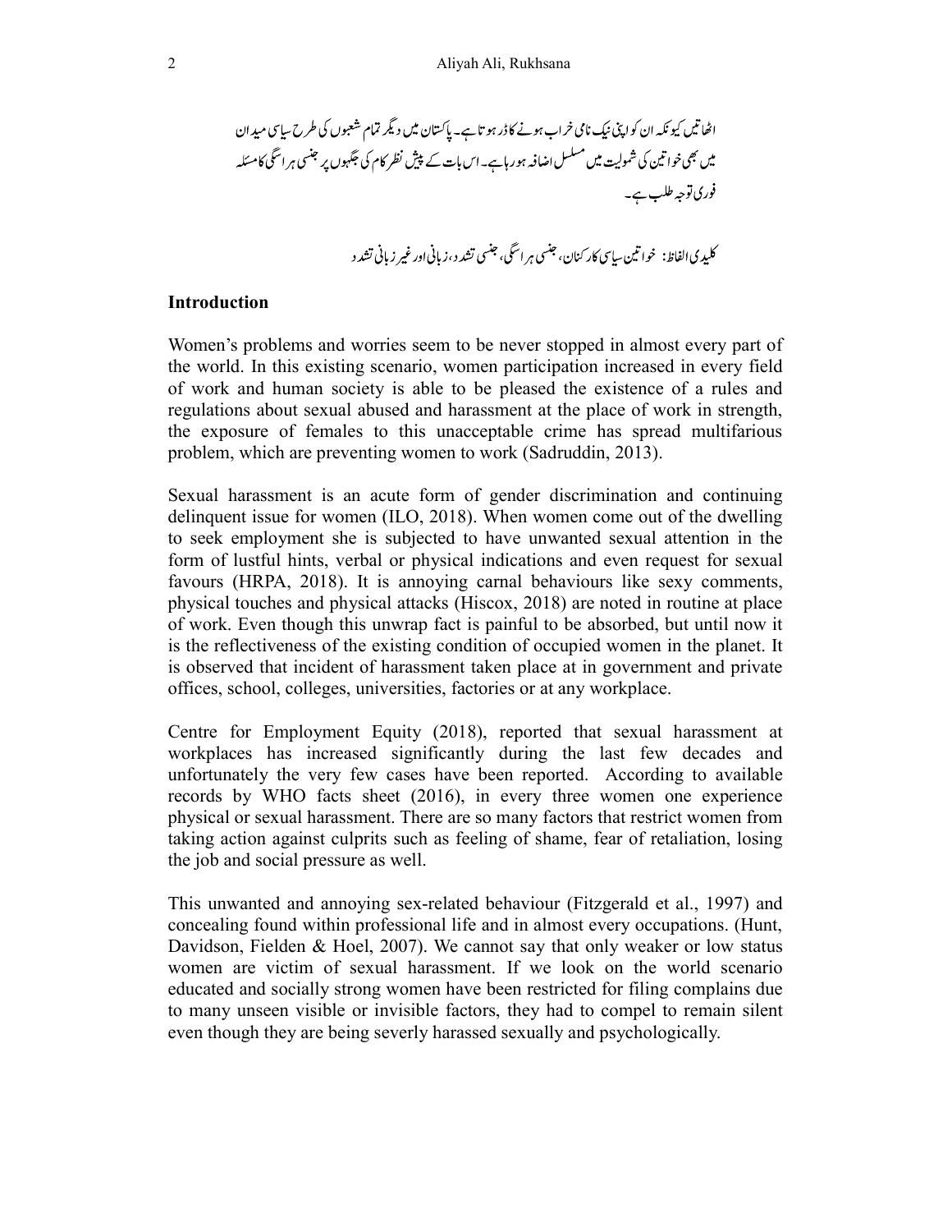اٹھاتیں کیونکہ ان کو اپنی نیک نامی خراب ہونے کا ڈر ہوتا ہے۔ پاکستان میں دیگر تمام شعبوں کی طرح سیاسی میدان میں بھی خواتین کی شمولیت میں مسلسل اضافہ ہو رہا ہے۔ اس بات کے پیش نظر کام کی جگہوں پر جنسی ہراسگی کا مسئلہ فوری توجہ طلب ہے۔

کلیدی الفاظ: خواتین سیاسی کارکنان، جنسی ہراسگی، جنسی تشدد، زبانی اور غیر زبانی تشدد

## Introduction

Women's problems and worries seem to be never stopped in almost every part of the world. In this existing scenario, women participation increased in every field of work and human society is able to be pleased the existence of a rules and regulations about sexual abused and harassment at the place of work in strength, the exposure of females to this unacceptable crime has spread multifarious problem, which are preventing women to work (Sadruddin, 2013).

Sexual harassment is an acute form of gender discrimination and continuing delinquent issue for women (ILO, 2018). When women come out of the dwelling to seek employment she is subjected to have unwanted sexual attention in the form of lustful hints, verbal or physical indications and even request for sexual favours (HRPA, 2018). It is annoying carnal behaviours like sexy comments, physical touches and physical attacks (Hiscox, 2018) are noted in routine at place of work. Even though this unwrap fact is painful to be absorbed, but until now it is the reflectiveness of the existing condition of occupied women in the planet. It is observed that incident of harassment taken place at in government and private offices, school, colleges, universities, factories or at any workplace.

Centre for Employment Equity (2018), reported that sexual harassment at workplaces has increased significantly during the last few decades and unfortunately the very few cases have been reported. According to available records by WHO facts sheet (2016), in every three women one experience physical or sexual harassment. There are so many factors that restrict women from taking action against culprits such as feeling of shame, fear of retaliation, losing the job and social pressure as well.

This unwanted and annoying sex-related behaviour (Fitzgerald et al., 1997) and concealing found within professional life and in almost every occupations. (Hunt, Davidson, Fielden & Hoel, 2007). We cannot say that only weaker or low status women are victim of sexual harassment. If we look on the world scenario educated and socially strong women have been restricted for filing complains due to many unseen visible or invisible factors, they had to compel to remain silent even though they are being severly harassed sexually and psychologically.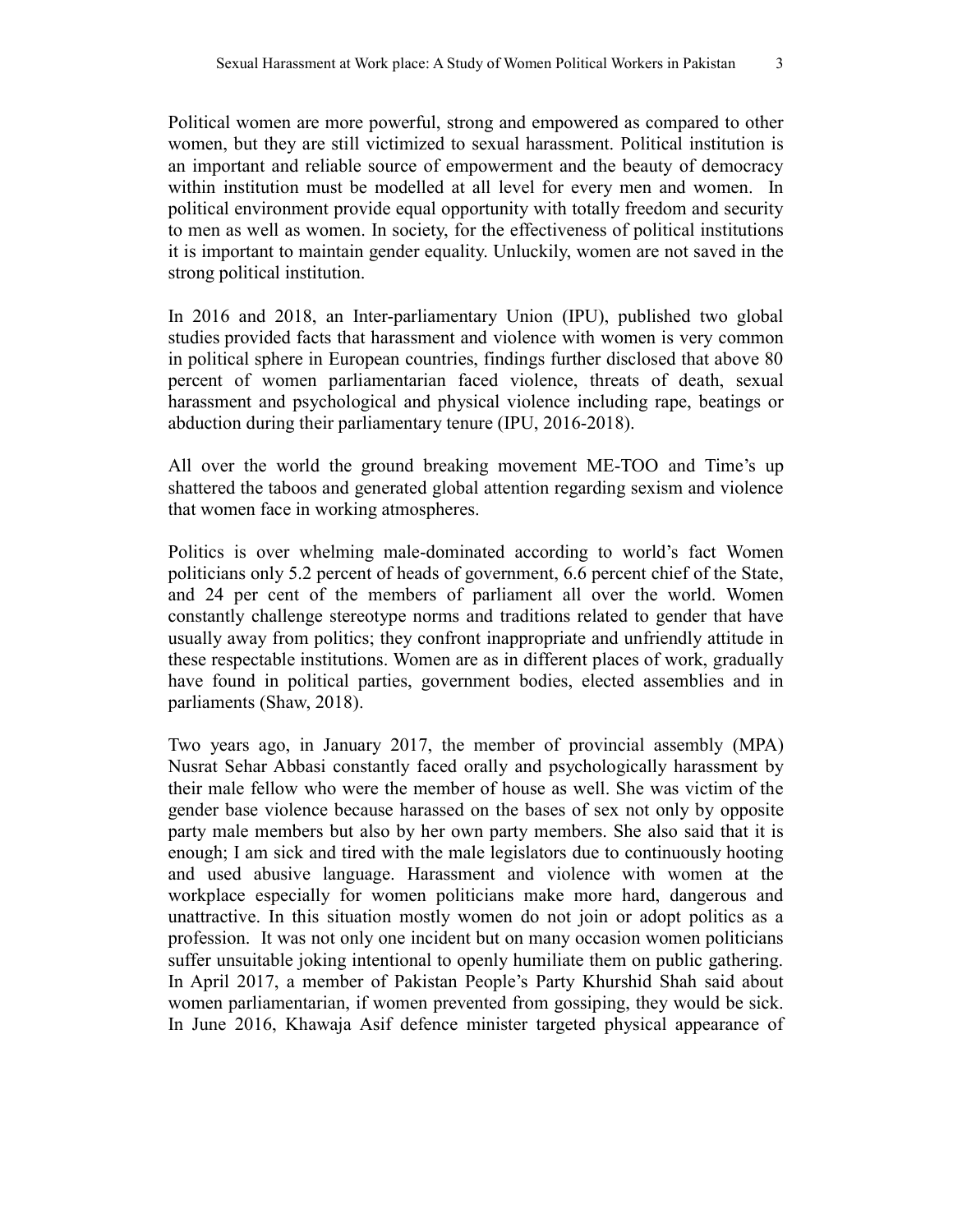Political women are more powerful, strong and empowered as compared to other women, but they are still victimized to sexual harassment. Political institution is an important and reliable source of empowerment and the beauty of democracy within institution must be modelled at all level for every men and women. In political environment provide equal opportunity with totally freedom and security to men as well as women. In society, for the effectiveness of political institutions it is important to maintain gender equality. Unluckily, women are not saved in the strong political institution.

In 2016 and 2018, an Inter-parliamentary Union (IPU), published two global studies provided facts that harassment and violence with women is very common in political sphere in European countries, findings further disclosed that above 80 percent of women parliamentarian faced violence, threats of death, sexual harassment and psychological and physical violence including rape, beatings or abduction during their parliamentary tenure (IPU, 2016-2018).

All over the world the ground breaking movement ME-TOO and Time's up shattered the taboos and generated global attention regarding sexism and violence that women face in working atmospheres.

Politics is over whelming male-dominated according to world's fact Women politicians only 5.2 percent of heads of government, 6.6 percent chief of the State, and 24 per cent of the members of parliament all over the world. Women constantly challenge stereotype norms and traditions related to gender that have usually away from politics; they confront inappropriate and unfriendly attitude in these respectable institutions. Women are as in different places of work, gradually have found in political parties, government bodies, elected assemblies and in parliaments (Shaw, 2018).

Two years ago, in January 2017, the member of provincial assembly (MPA) Nusrat Sehar Abbasi constantly faced orally and psychologically harassment by their male fellow who were the member of house as well. She was victim of the gender base violence because harassed on the bases of sex not only by opposite party male members but also by her own party members. She also said that it is enough; I am sick and tired with the male legislators due to continuously hooting and used abusive language. Harassment and violence with women at the workplace especially for women politicians make more hard, dangerous and unattractive. In this situation mostly women do not join or adopt politics as a profession. It was not only one incident but on many occasion women politicians suffer unsuitable joking intentional to openly humiliate them on public gathering. In April 2017, a member of Pakistan People's Party Khurshid Shah said about women parliamentarian, if women prevented from gossiping, they would be sick. In June 2016, Khawaja Asif defence minister targeted physical appearance of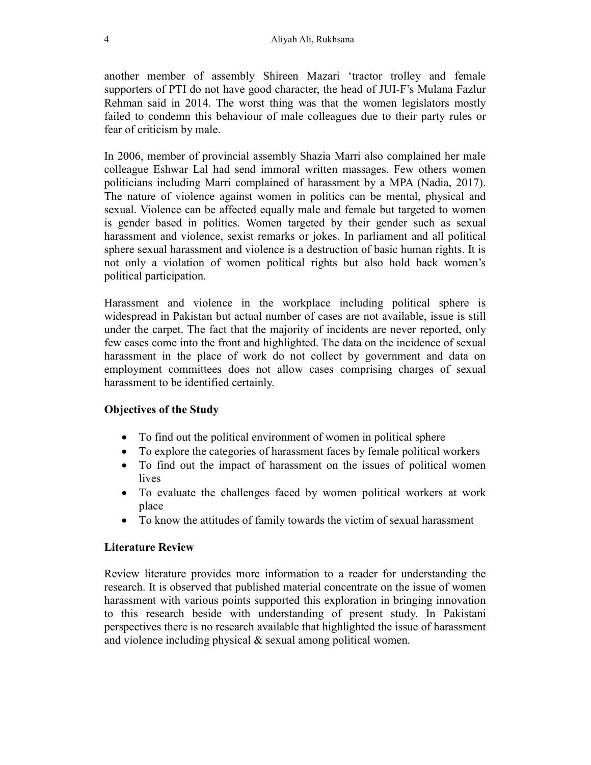another member of assembly Shireen Mazari 'tractor trolley and female supporters of PTI do not have good character, the head of JUI-F's Mulana Fazlur Rehman said in 2014. The worst thing was that the women legislators mostly failed to condemn this behaviour of male colleagues due to their party rules or fear of criticism by male.

In 2006, member of provincial assembly Shazia Marri also complained her male colleague Eshwar Lal had send immoral written massages. Few others women politicians including Marri complained of harassment by a MPA (Nadia, 2017). The nature of violence against women in politics can be mental, physical and sexual. Violence can be affected equally male and female but targeted to women is gender based in politics. Women targeted by their gender such as sexual harassment and violence, sexist remarks or jokes. In parliament and all political sphere sexual harassment and violence is a destruction of basic human rights. It is not only a violation of women political rights but also hold back women's political participation.

Harassment and violence in the workplace including political sphere is widespread in Pakistan but actual number of cases are not available, issue is still under the carpet. The fact that the majority of incidents are never reported, only few cases come into the front and highlighted. The data on the incidence of sexual harassment in the place of work do not collect by government and data on employment committees does not allow cases comprising charges of sexual harassment to be identified certainly.

**Objectives of the Study**

- To find out the political environment of women in political sphere
- To explore the categories of harassment faces by female political workers
- To find out the impact of harassment on the issues of political women lives
- To evaluate the challenges faced by women political workers at work place
- To know the attitudes of family towards the victim of sexual harassment

**Literature Review**

Review literature provides more information to a reader for understanding the research. It is observed that published material concentrate on the issue of women harassment with various points supported this exploration in bringing innovation to this research beside with understanding of present study. In Pakistani perspectives there is no research available that highlighted the issue of harassment and violence including physical & sexual among political women.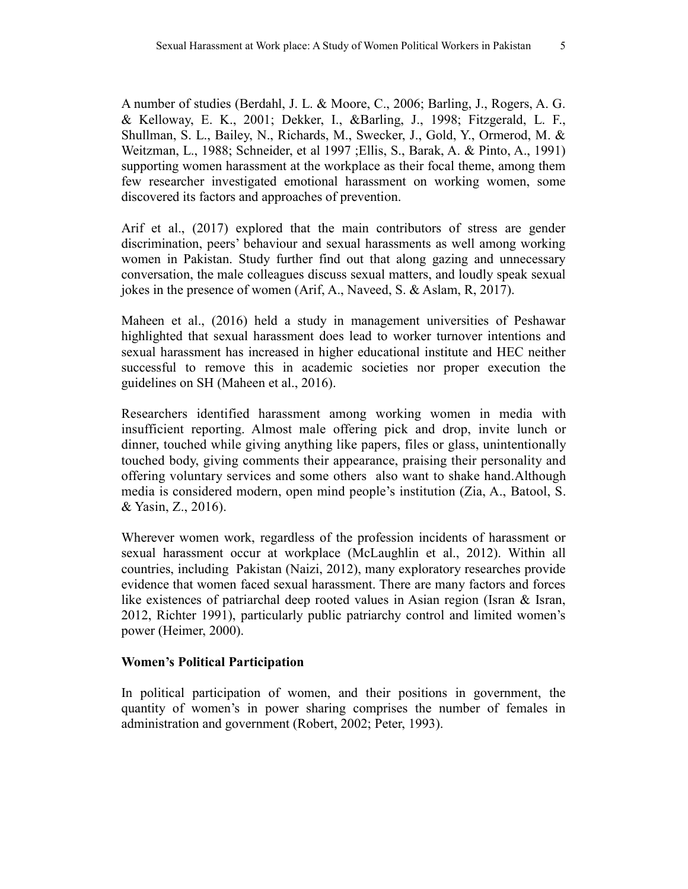A number of studies (Berdahl, J. L. & Moore, C., 2006; Barling, J., Rogers, A. G. & Kelloway, E. K., 2001; Dekker, I., &Barling, J., 1998; Fitzgerald, L. F., Shullman, S. L., Bailey, N., Richards, M., Swecker, J., Gold, Y., Ormerod, M. & Weitzman, L., 1988; Schneider, et al 1997 ;Ellis, S., Barak, A. & Pinto, A., 1991) supporting women harassment at the workplace as their focal theme, among them few researcher investigated emotional harassment on working women, some discovered its factors and approaches of prevention.

Arif et al., (2017) explored that the main contributors of stress are gender discrimination, peers' behaviour and sexual harassments as well among working women in Pakistan. Study further find out that along gazing and unnecessary conversation, the male colleagues discuss sexual matters, and loudly speak sexual jokes in the presence of women (Arif, A., Naveed, S. & Aslam, R, 2017).

Maheen et al., (2016) held a study in management universities of Peshawar highlighted that sexual harassment does lead to worker turnover intentions and sexual harassment has increased in higher educational institute and HEC neither successful to remove this in academic societies nor proper execution the guidelines on SH (Maheen et al., 2016).

Researchers identified harassment among working women in media with insufficient reporting. Almost male offering pick and drop, invite lunch or dinner, touched while giving anything like papers, files or glass, unintentionally touched body, giving comments their appearance, praising their personality and offering voluntary services and some others also want to shake hand.Although media is considered modern, open mind people's institution (Zia, A., Batool, S. & Yasin, Z., 2016).

Wherever women work, regardless of the profession incidents of harassment or sexual harassment occur at workplace (McLaughlin et al., 2012). Within all countries, including Pakistan (Naizi, 2012), many exploratory researches provide evidence that women faced sexual harassment. There are many factors and forces like existences of patriarchal deep rooted values in Asian region (Isran & Isran, 2012, Richter 1991), particularly public patriarchy control and limited women's power (Heimer, 2000).

**Women's Political Participation**

In political participation of women, and their positions in government, the quantity of women's in power sharing comprises the number of females in administration and government (Robert, 2002; Peter, 1993).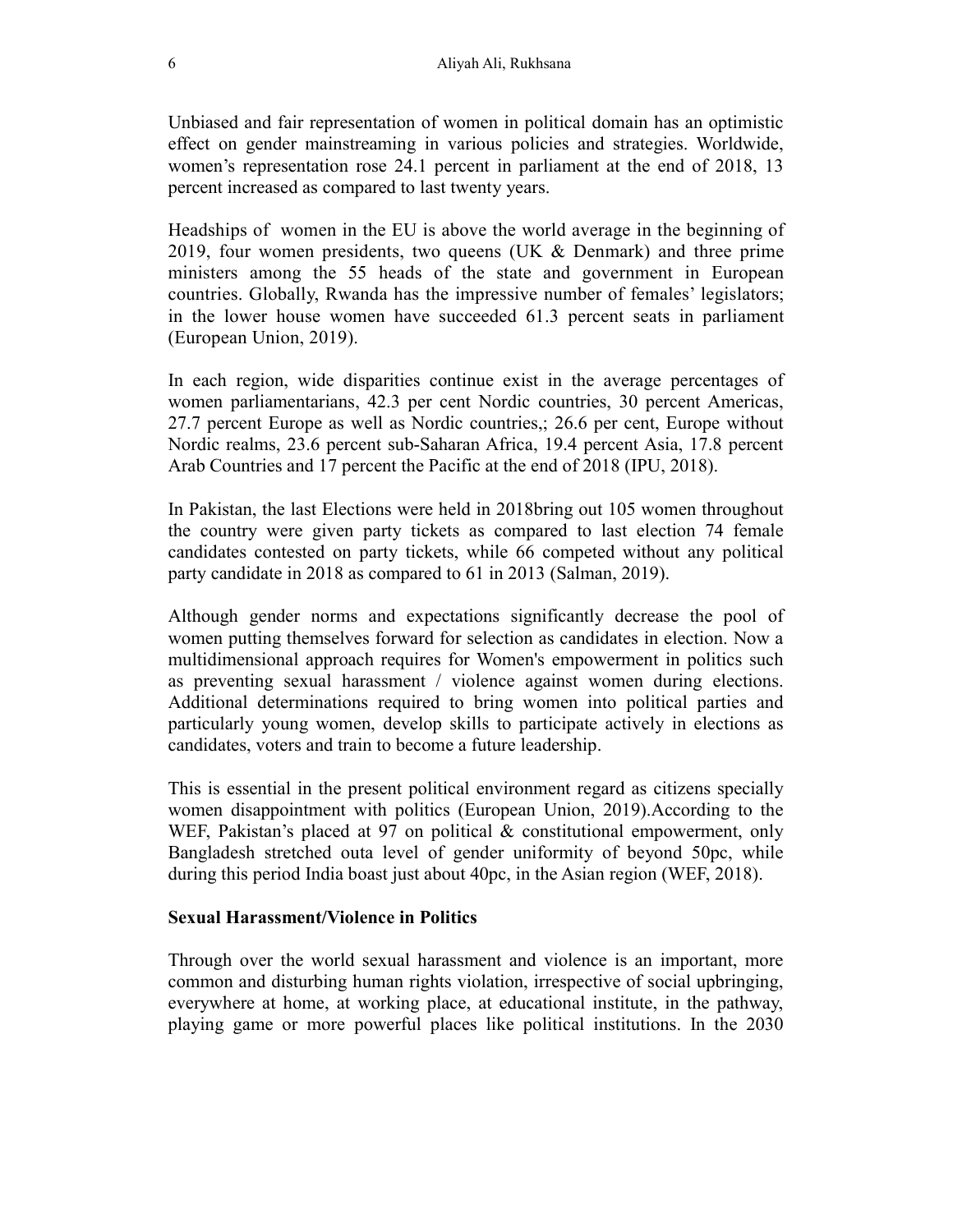Unbiased and fair representation of women in political domain has an optimistic effect on gender mainstreaming in various policies and strategies. Worldwide, women's representation rose 24.1 percent in parliament at the end of 2018, 13 percent increased as compared to last twenty years.

Headships of women in the EU is above the world average in the beginning of 2019, four women presidents, two queens (UK & Denmark) and three prime ministers among the 55 heads of the state and government in European countries. Globally, Rwanda has the impressive number of females' legislators; in the lower house women have succeeded 61.3 percent seats in parliament (European Union, 2019).

In each region, wide disparities continue exist in the average percentages of women parliamentarians, 42.3 per cent Nordic countries, 30 percent Americas, 27.7 percent Europe as well as Nordic countries,; 26.6 per cent, Europe without Nordic realms, 23.6 percent sub-Saharan Africa, 19.4 percent Asia, 17.8 percent Arab Countries and 17 percent the Pacific at the end of 2018 (IPU, 2018).

In Pakistan, the last Elections were held in 2018bring out 105 women throughout the country were given party tickets as compared to last election 74 female candidates contested on party tickets, while 66 competed without any political party candidate in 2018 as compared to 61 in 2013 (Salman, 2019).

Although gender norms and expectations significantly decrease the pool of women putting themselves forward for selection as candidates in election. Now a multidimensional approach requires for Women's empowerment in politics such as preventing sexual harassment / violence against women during elections. Additional determinations required to bring women into political parties and particularly young women, develop skills to participate actively in elections as candidates, voters and train to become a future leadership.

This is essential in the present political environment regard as citizens specially women disappointment with politics (European Union, 2019).According to the WEF, Pakistan's placed at 97 on political & constitutional empowerment, only Bangladesh stretched outa level of gender uniformity of beyond 50pc, while during this period India boast just about 40pc, in the Asian region (WEF, 2018).

## Sexual Harassment/Violence in Politics

Through over the world sexual harassment and violence is an important, more common and disturbing human rights violation, irrespective of social upbringing, everywhere at home, at working place, at educational institute, in the pathway, playing game or more powerful places like political institutions. In the 2030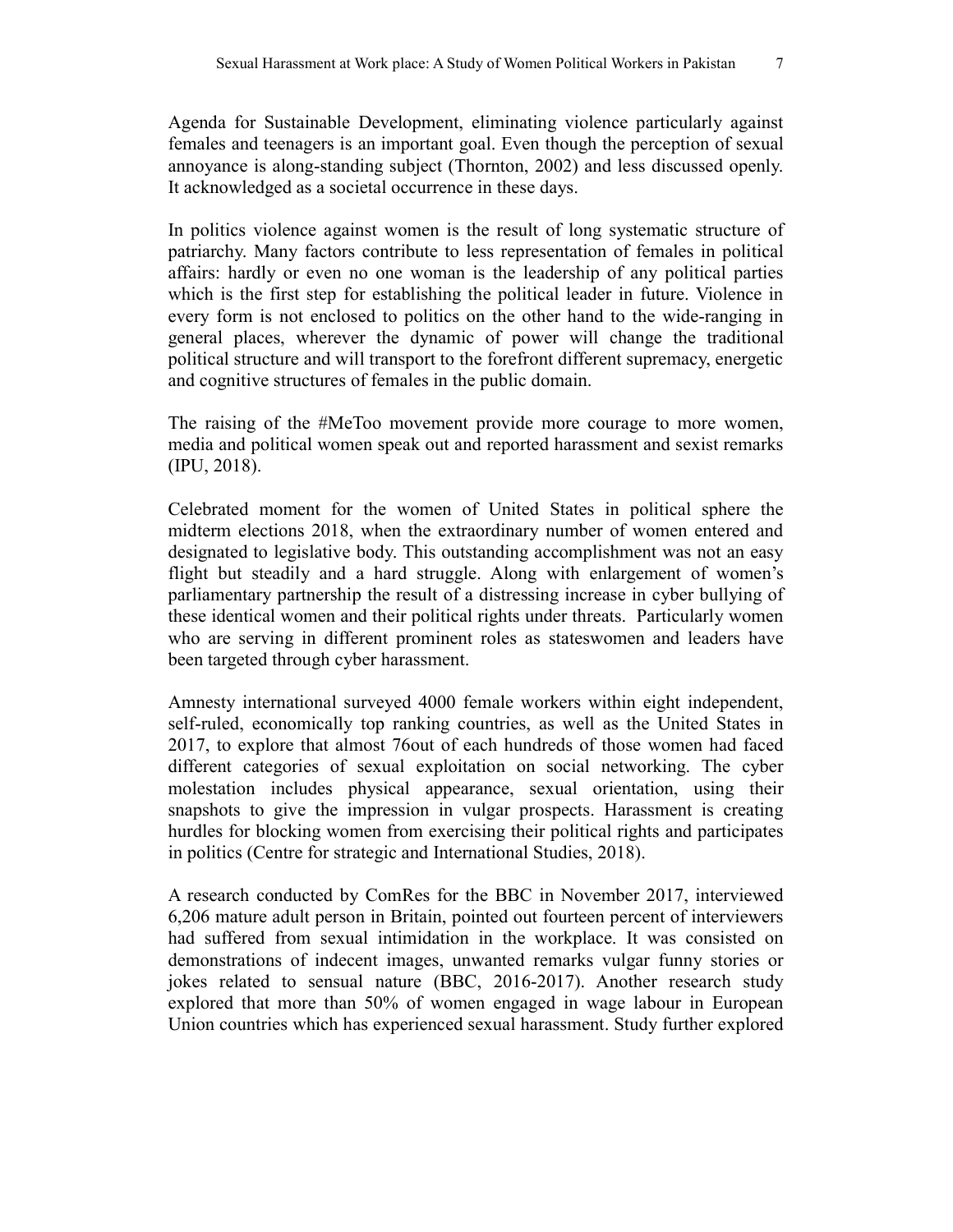Agenda for Sustainable Development, eliminating violence particularly against females and teenagers is an important goal. Even though the perception of sexual annoyance is along-standing subject (Thornton, 2002) and less discussed openly. It acknowledged as a societal occurrence in these days.

In politics violence against women is the result of long systematic structure of patriarchy. Many factors contribute to less representation of females in political affairs: hardly or even no one woman is the leadership of any political parties which is the first step for establishing the political leader in future. Violence in every form is not enclosed to politics on the other hand to the wide-ranging in general places, wherever the dynamic of power will change the traditional political structure and will transport to the forefront different supremacy, energetic and cognitive structures of females in the public domain.

The raising of the #MeToo movement provide more courage to more women, media and political women speak out and reported harassment and sexist remarks (IPU, 2018).

Celebrated moment for the women of United States in political sphere the midterm elections 2018, when the extraordinary number of women entered and designated to legislative body. This outstanding accomplishment was not an easy flight but steadily and a hard struggle. Along with enlargement of women's parliamentary partnership the result of a distressing increase in cyber bullying of these identical women and their political rights under threats. Particularly women who are serving in different prominent roles as stateswomen and leaders have been targeted through cyber harassment.

Amnesty international surveyed 4000 female workers within eight independent, self-ruled, economically top ranking countries, as well as the United States in 2017, to explore that almost 76out of each hundreds of those women had faced different categories of sexual exploitation on social networking. The cyber molestation includes physical appearance, sexual orientation, using their snapshots to give the impression in vulgar prospects. Harassment is creating hurdles for blocking women from exercising their political rights and participates in politics (Centre for strategic and International Studies, 2018).

A research conducted by ComRes for the BBC in November 2017, interviewed 6,206 mature adult person in Britain, pointed out fourteen percent of interviewers had suffered from sexual intimidation in the workplace. It was consisted on demonstrations of indecent images, unwanted remarks vulgar funny stories or jokes related to sensual nature (BBC, 2016-2017). Another research study explored that more than 50% of women engaged in wage labour in European Union countries which has experienced sexual harassment. Study further explored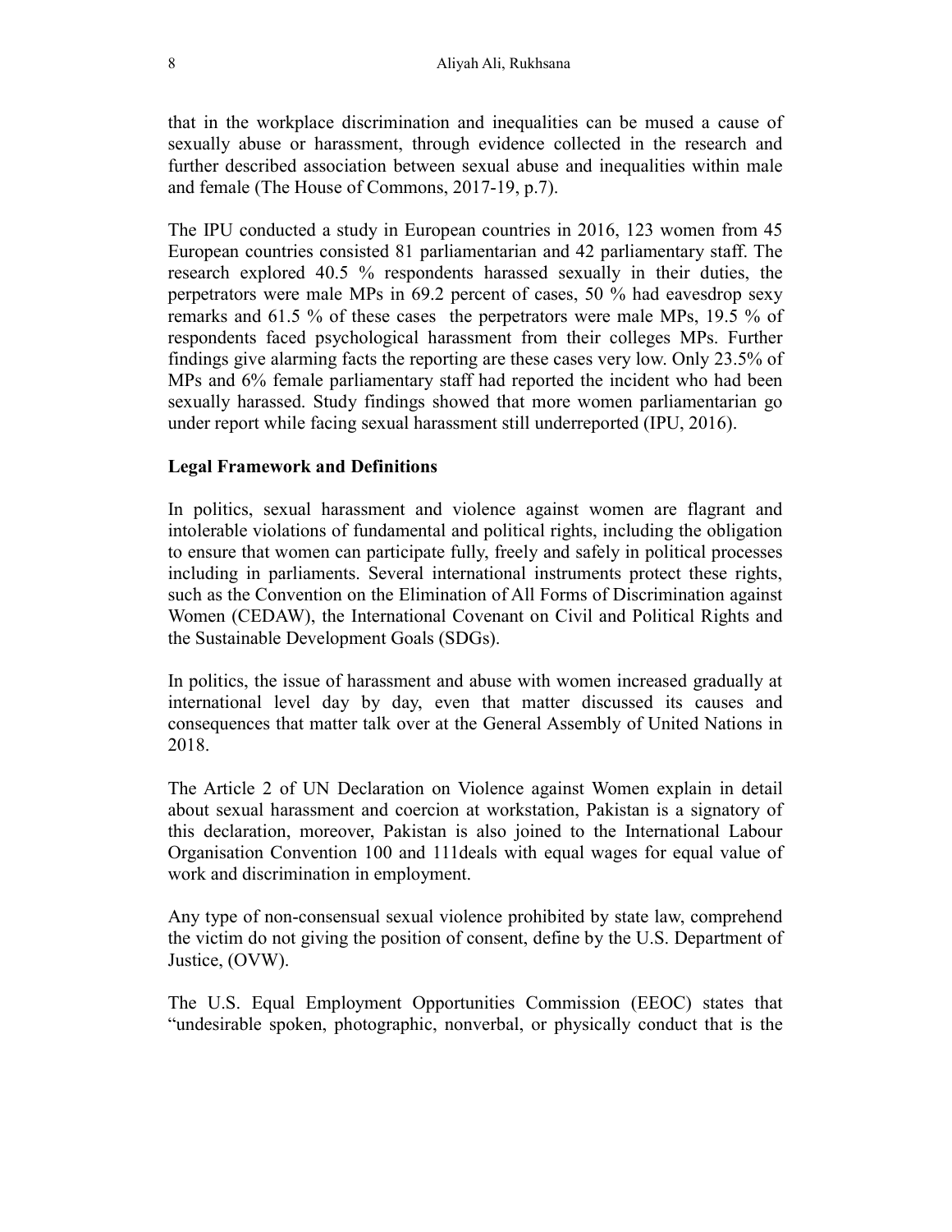that in the workplace discrimination and inequalities can be mused a cause of sexually abuse or harassment, through evidence collected in the research and further described association between sexual abuse and inequalities within male and female (The House of Commons, 2017-19, p.7).

The IPU conducted a study in European countries in 2016, 123 women from 45 European countries consisted 81 parliamentarian and 42 parliamentary staff. The research explored 40.5 % respondents harassed sexually in their duties, the perpetrators were male MPs in 69.2 percent of cases, 50 % had eavesdrop sexy remarks and 61.5 % of these cases the perpetrators were male MPs, 19.5 % of respondents faced psychological harassment from their colleges MPs. Further findings give alarming facts the reporting are these cases very low. Only 23.5% of MPs and 6% female parliamentary staff had reported the incident who had been sexually harassed. Study findings showed that more women parliamentarian go under report while facing sexual harassment still underreported (IPU, 2016).

**Legal Framework and Definitions**

In politics, sexual harassment and violence against women are flagrant and intolerable violations of fundamental and political rights, including the obligation to ensure that women can participate fully, freely and safely in political processes including in parliaments. Several international instruments protect these rights, such as the Convention on the Elimination of All Forms of Discrimination against Women (CEDAW), the International Covenant on Civil and Political Rights and the Sustainable Development Goals (SDGs).

In politics, the issue of harassment and abuse with women increased gradually at international level day by day, even that matter discussed its causes and consequences that matter talk over at the General Assembly of United Nations in 2018.

The Article 2 of UN Declaration on Violence against Women explain in detail about sexual harassment and coercion at workstation, Pakistan is a signatory of this declaration, moreover, Pakistan is also joined to the International Labour Organisation Convention 100 and 111deals with equal wages for equal value of work and discrimination in employment.

Any type of non-consensual sexual violence prohibited by state law, comprehend the victim do not giving the position of consent, define by the U.S. Department of Justice, (OVW).

The U.S. Equal Employment Opportunities Commission (EEOC) states that "undesirable spoken, photographic, nonverbal, or physically conduct that is the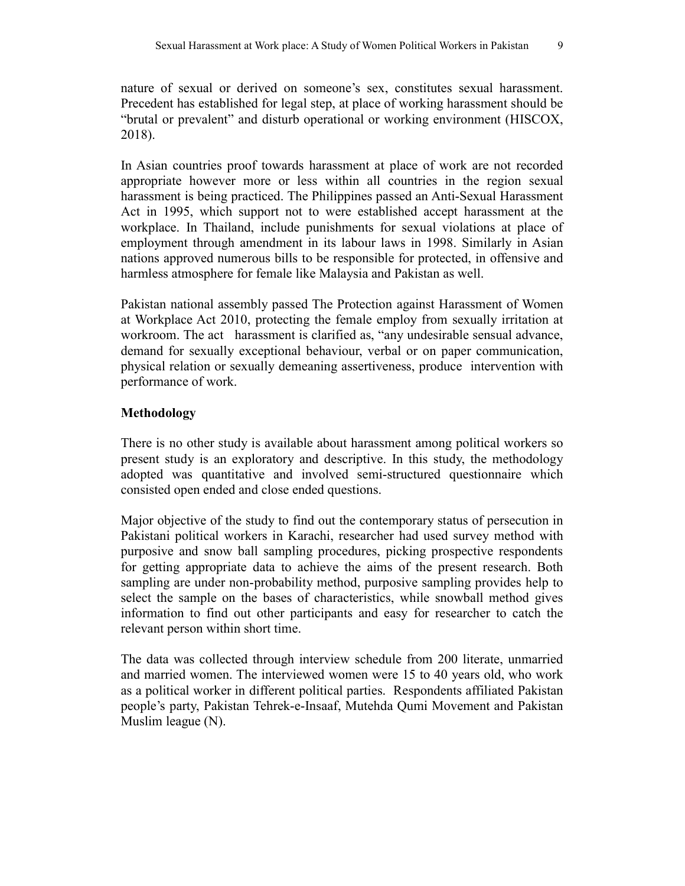nature of sexual or derived on someone's sex, constitutes sexual harassment. Precedent has established for legal step, at place of working harassment should be "brutal or prevalent" and disturb operational or working environment (HISCOX, 2018).

In Asian countries proof towards harassment at place of work are not recorded appropriate however more or less within all countries in the region sexual harassment is being practiced. The Philippines passed an Anti-Sexual Harassment Act in 1995, which support not to were established accept harassment at the workplace. In Thailand, include punishments for sexual violations at place of employment through amendment in its labour laws in 1998. Similarly in Asian nations approved numerous bills to be responsible for protected, in offensive and harmless atmosphere for female like Malaysia and Pakistan as well.

Pakistan national assembly passed The Protection against Harassment of Women at Workplace Act 2010, protecting the female employ from sexually irritation at workroom. The act harassment is clarified as, "any undesirable sensual advance, demand for sexually exceptional behaviour, verbal or on paper communication, physical relation or sexually demeaning assertiveness, produce intervention with performance of work.

## Methodology

There is no other study is available about harassment among political workers so present study is an exploratory and descriptive. In this study, the methodology adopted was quantitative and involved semi-structured questionnaire which consisted open ended and close ended questions.

Major objective of the study to find out the contemporary status of persecution in Pakistani political workers in Karachi, researcher had used survey method with purposive and snow ball sampling procedures, picking prospective respondents for getting appropriate data to achieve the aims of the present research. Both sampling are under non-probability method, purposive sampling provides help to select the sample on the bases of characteristics, while snowball method gives information to find out other participants and easy for researcher to catch the relevant person within short time.

The data was collected through interview schedule from 200 literate, unmarried and married women. The interviewed women were 15 to 40 years old, who work as a political worker in different political parties. Respondents affiliated Pakistan people's party, Pakistan Tehrek-e-Insaaf, Mutehda Qumi Movement and Pakistan Muslim league (N).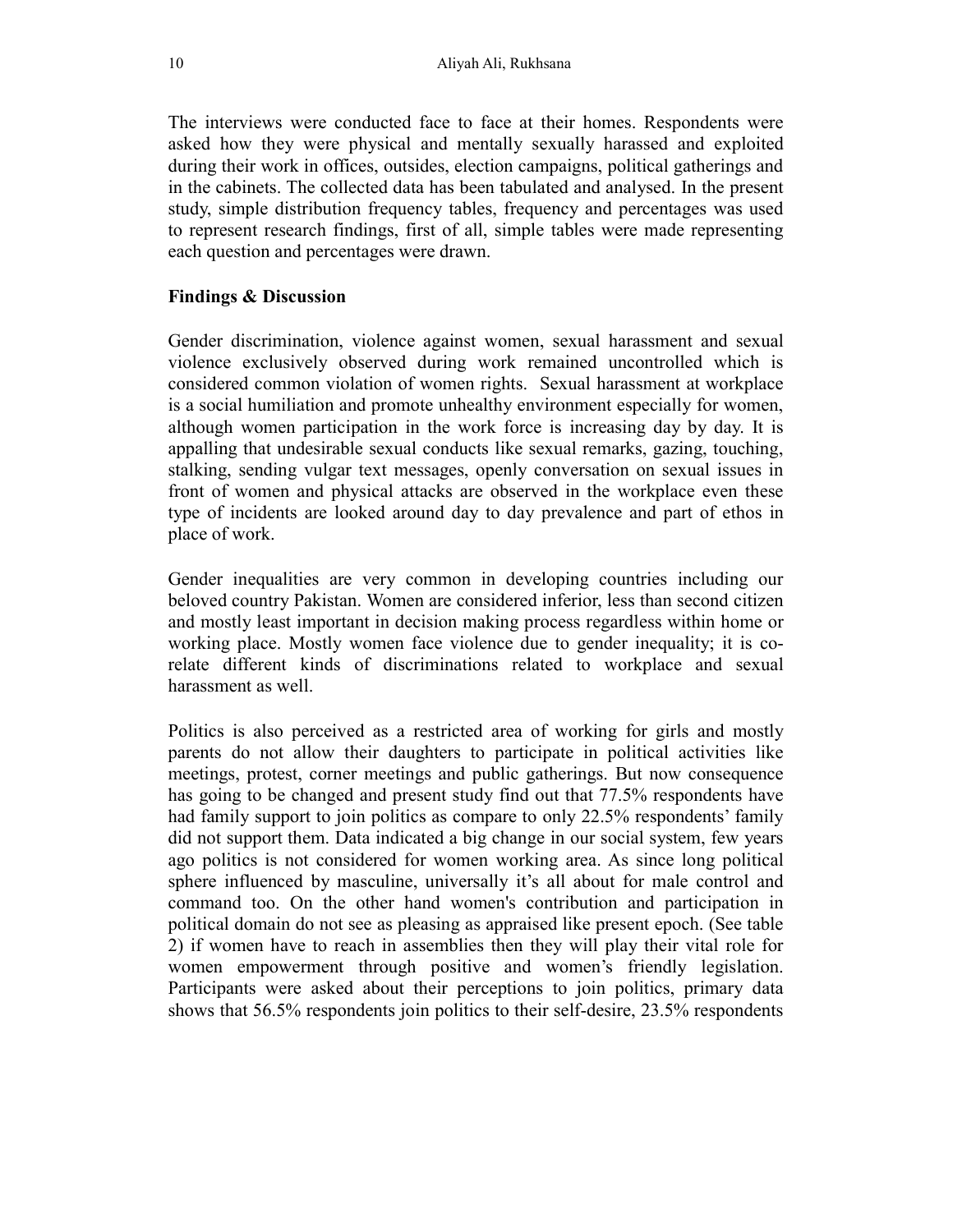The interviews were conducted face to face at their homes. Respondents were asked how they were physical and mentally sexually harassed and exploited during their work in offices, outsides, election campaigns, political gatherings and in the cabinets. The collected data has been tabulated and analysed. In the present study, simple distribution frequency tables, frequency and percentages was used to represent research findings, first of all, simple tables were made representing each question and percentages were drawn.

**Findings & Discussion**

Gender discrimination, violence against women, sexual harassment and sexual violence exclusively observed during work remained uncontrolled which is considered common violation of women rights. Sexual harassment at workplace is a social humiliation and promote unhealthy environment especially for women, although women participation in the work force is increasing day by day. It is appalling that undesirable sexual conducts like sexual remarks, gazing, touching, stalking, sending vulgar text messages, openly conversation on sexual issues in front of women and physical attacks are observed in the workplace even these type of incidents are looked around day to day prevalence and part of ethos in place of work.

Gender inequalities are very common in developing countries including our beloved country Pakistan. Women are considered inferior, less than second citizen and mostly least important in decision making process regardless within home or working place. Mostly women face violence due to gender inequality; it is co-relate different kinds of discriminations related to workplace and sexual harassment as well.

Politics is also perceived as a restricted area of working for girls and mostly parents do not allow their daughters to participate in political activities like meetings, protest, corner meetings and public gatherings. But now consequence has going to be changed and present study find out that 77.5% respondents have had family support to join politics as compare to only 22.5% respondents' family did not support them. Data indicated a big change in our social system, few years ago politics is not considered for women working area. As since long political sphere influenced by masculine, universally it's all about for male control and command too. On the other hand women's contribution and participation in political domain do not see as pleasing as appraised like present epoch. (See table 2) if women have to reach in assemblies then they will play their vital role for women empowerment through positive and women's friendly legislation. Participants were asked about their perceptions to join politics, primary data shows that 56.5% respondents join politics to their self-desire, 23.5% respondents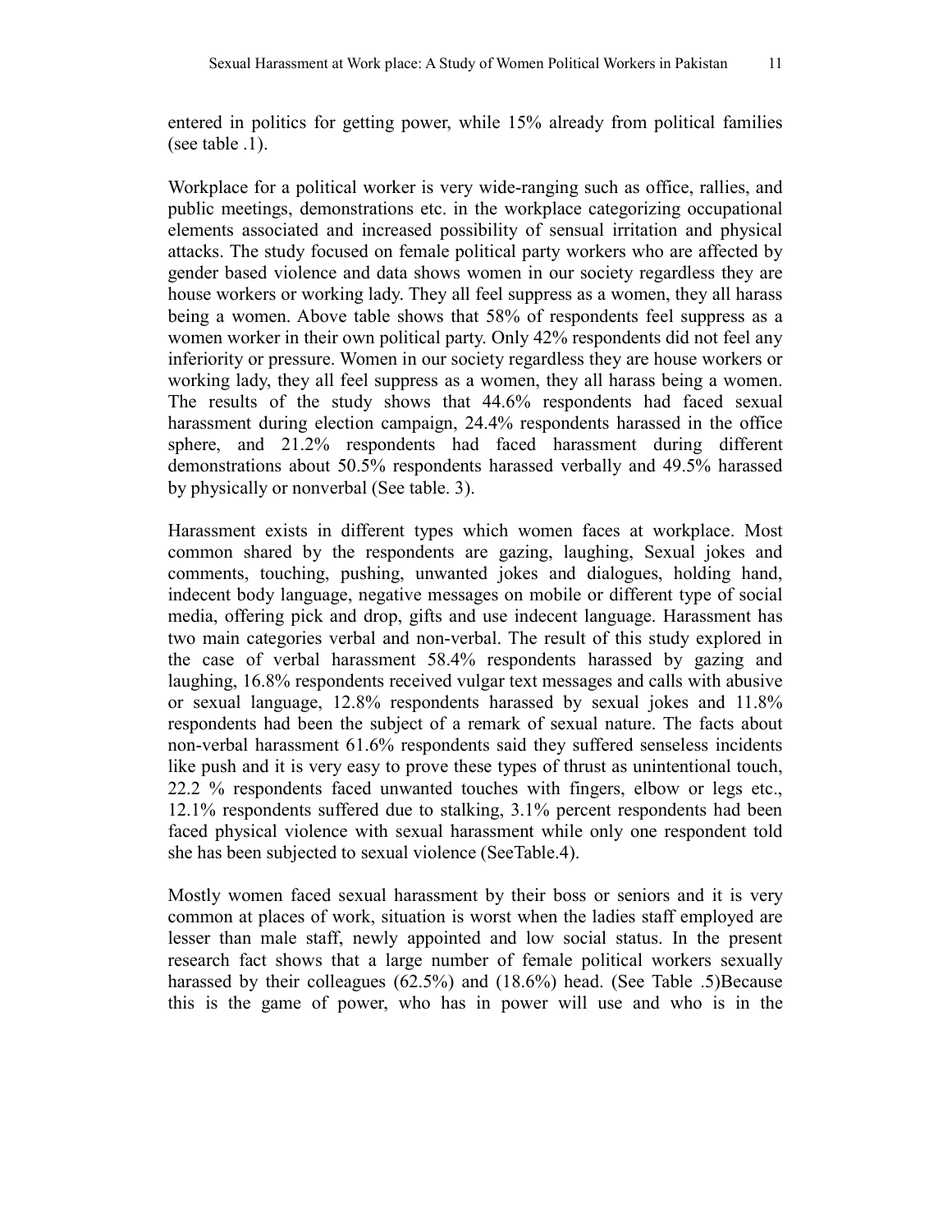entered in politics for getting power, while 15% already from political families (see table .1).

Workplace for a political worker is very wide-ranging such as office, rallies, and public meetings, demonstrations etc. in the workplace categorizing occupational elements associated and increased possibility of sensual irritation and physical attacks. The study focused on female political party workers who are affected by gender based violence and data shows women in our society regardless they are house workers or working lady. They all feel suppress as a women, they all harass being a women. Above table shows that 58% of respondents feel suppress as a women worker in their own political party. Only 42% respondents did not feel any inferiority or pressure. Women in our society regardless they are house workers or working lady, they all feel suppress as a women, they all harass being a women. The results of the study shows that 44.6% respondents had faced sexual harassment during election campaign, 24.4% respondents harassed in the office sphere, and 21.2% respondents had faced harassment during different demonstrations about 50.5% respondents harassed verbally and 49.5% harassed by physically or nonverbal (See table. 3).

Harassment exists in different types which women faces at workplace. Most common shared by the respondents are gazing, laughing, Sexual jokes and comments, touching, pushing, unwanted jokes and dialogues, holding hand, indecent body language, negative messages on mobile or different type of social media, offering pick and drop, gifts and use indecent language. Harassment has two main categories verbal and non-verbal. The result of this study explored in the case of verbal harassment 58.4% respondents harassed by gazing and laughing, 16.8% respondents received vulgar text messages and calls with abusive or sexual language, 12.8% respondents harassed by sexual jokes and 11.8% respondents had been the subject of a remark of sexual nature. The facts about non-verbal harassment 61.6% respondents said they suffered senseless incidents like push and it is very easy to prove these types of thrust as unintentional touch, 22.2 % respondents faced unwanted touches with fingers, elbow or legs etc., 12.1% respondents suffered due to stalking, 3.1% percent respondents had been faced physical violence with sexual harassment while only one respondent told she has been subjected to sexual violence (SeeTable.4).

Mostly women faced sexual harassment by their boss or seniors and it is very common at places of work, situation is worst when the ladies staff employed are lesser than male staff, newly appointed and low social status. In the present research fact shows that a large number of female political workers sexually harassed by their colleagues (62.5%) and (18.6%) head. (See Table .5)Because this is the game of power, who has in power will use and who is in the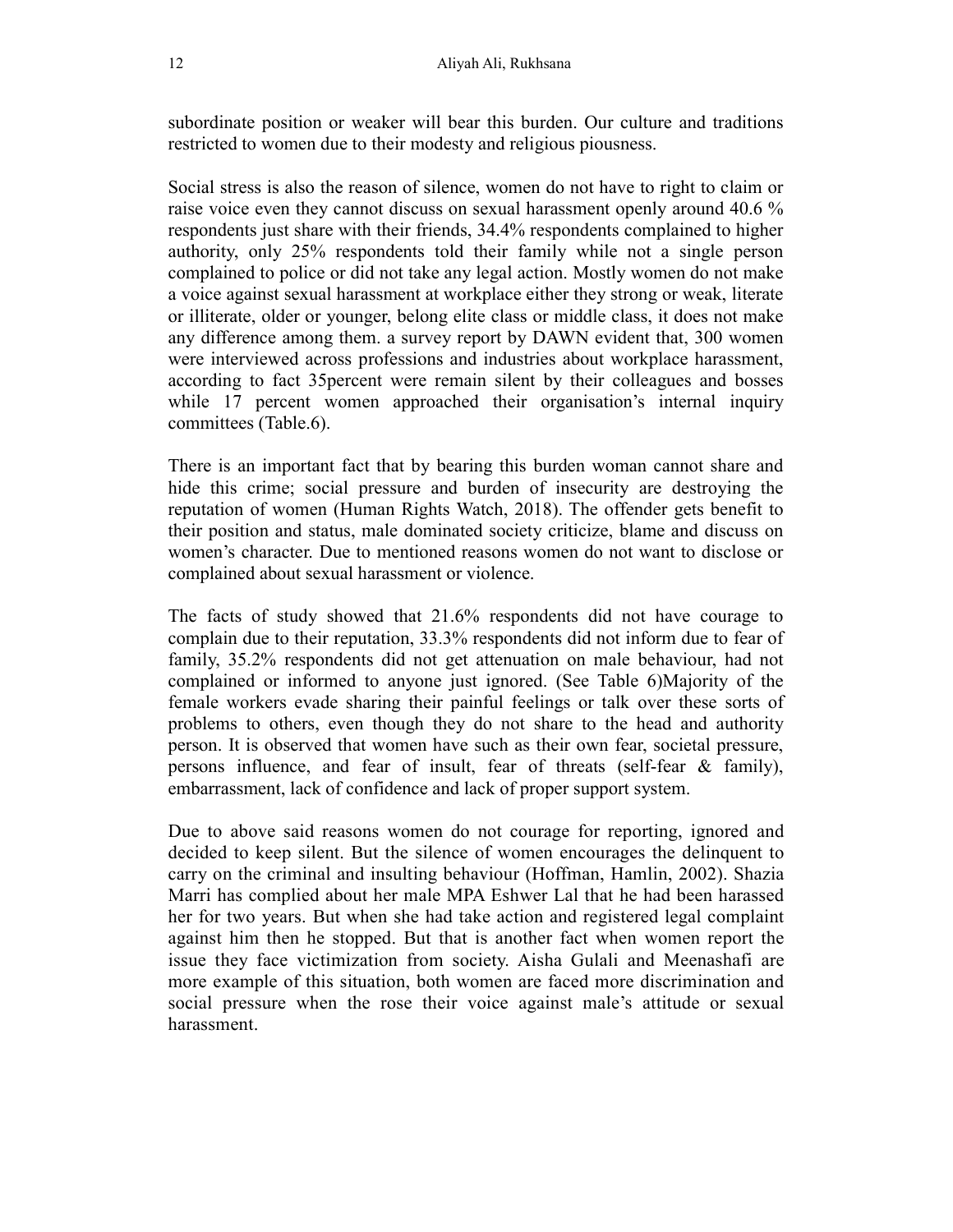subordinate position or weaker will bear this burden. Our culture and traditions restricted to women due to their modesty and religious piousness.

Social stress is also the reason of silence, women do not have to right to claim or raise voice even they cannot discuss on sexual harassment openly around 40.6 % respondents just share with their friends, 34.4% respondents complained to higher authority, only 25% respondents told their family while not a single person complained to police or did not take any legal action. Mostly women do not make a voice against sexual harassment at workplace either they strong or weak, literate or illiterate, older or younger, belong elite class or middle class, it does not make any difference among them. a survey report by DAWN evident that, 300 women were interviewed across professions and industries about workplace harassment, according to fact 35percent were remain silent by their colleagues and bosses while 17 percent women approached their organisation's internal inquiry committees (Table.6).

There is an important fact that by bearing this burden woman cannot share and hide this crime; social pressure and burden of insecurity are destroying the reputation of women (Human Rights Watch, 2018). The offender gets benefit to their position and status, male dominated society criticize, blame and discuss on women's character. Due to mentioned reasons women do not want to disclose or complained about sexual harassment or violence.

The facts of study showed that 21.6% respondents did not have courage to complain due to their reputation, 33.3% respondents did not inform due to fear of family, 35.2% respondents did not get attenuation on male behaviour, had not complained or informed to anyone just ignored. (See Table 6)Majority of the female workers evade sharing their painful feelings or talk over these sorts of problems to others, even though they do not share to the head and authority person. It is observed that women have such as their own fear, societal pressure, persons influence, and fear of insult, fear of threats (self-fear & family), embarrassment, lack of confidence and lack of proper support system.

Due to above said reasons women do not courage for reporting, ignored and decided to keep silent. But the silence of women encourages the delinquent to carry on the criminal and insulting behaviour (Hoffman, Hamlin, 2002). Shazia Marri has complied about her male MPA Eshwer Lal that he had been harassed her for two years. But when she had take action and registered legal complaint against him then he stopped. But that is another fact when women report the issue they face victimization from society. Aisha Gulali and Meenashafi are more example of this situation, both women are faced more discrimination and social pressure when the rose their voice against male's attitude or sexual harassment.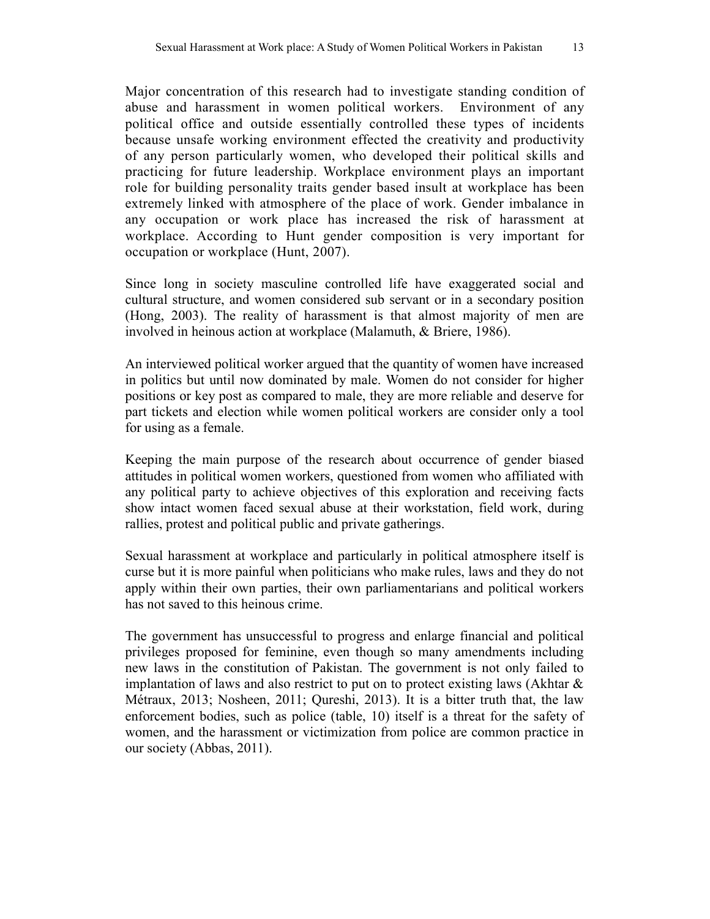Major concentration of this research had to investigate standing condition of abuse and harassment in women political workers. Environment of any political office and outside essentially controlled these types of incidents because unsafe working environment effected the creativity and productivity of any person particularly women, who developed their political skills and practicing for future leadership. Workplace environment plays an important role for building personality traits gender based insult at workplace has been extremely linked with atmosphere of the place of work. Gender imbalance in any occupation or work place has increased the risk of harassment at workplace. According to Hunt gender composition is very important for occupation or workplace (Hunt, 2007).

Since long in society masculine controlled life have exaggerated social and cultural structure, and women considered sub servant or in a secondary position (Hong, 2003). The reality of harassment is that almost majority of men are involved in heinous action at workplace (Malamuth, & Briere, 1986).

An interviewed political worker argued that the quantity of women have increased in politics but until now dominated by male. Women do not consider for higher positions or key post as compared to male, they are more reliable and deserve for part tickets and election while women political workers are consider only a tool for using as a female.

Keeping the main purpose of the research about occurrence of gender biased attitudes in political women workers, questioned from women who affiliated with any political party to achieve objectives of this exploration and receiving facts show intact women faced sexual abuse at their workstation, field work, during rallies, protest and political public and private gatherings.

Sexual harassment at workplace and particularly in political atmosphere itself is curse but it is more painful when politicians who make rules, laws and they do not apply within their own parties, their own parliamentarians and political workers has not saved to this heinous crime.

The government has unsuccessful to progress and enlarge financial and political privileges proposed for feminine, even though so many amendments including new laws in the constitution of Pakistan. The government is not only failed to implantation of laws and also restrict to put on to protect existing laws (Akhtar & Métraux, 2013; Nosheen, 2011; Qureshi, 2013). It is a bitter truth that, the law enforcement bodies, such as police (table, 10) itself is a threat for the safety of women, and the harassment or victimization from police are common practice in our society (Abbas, 2011).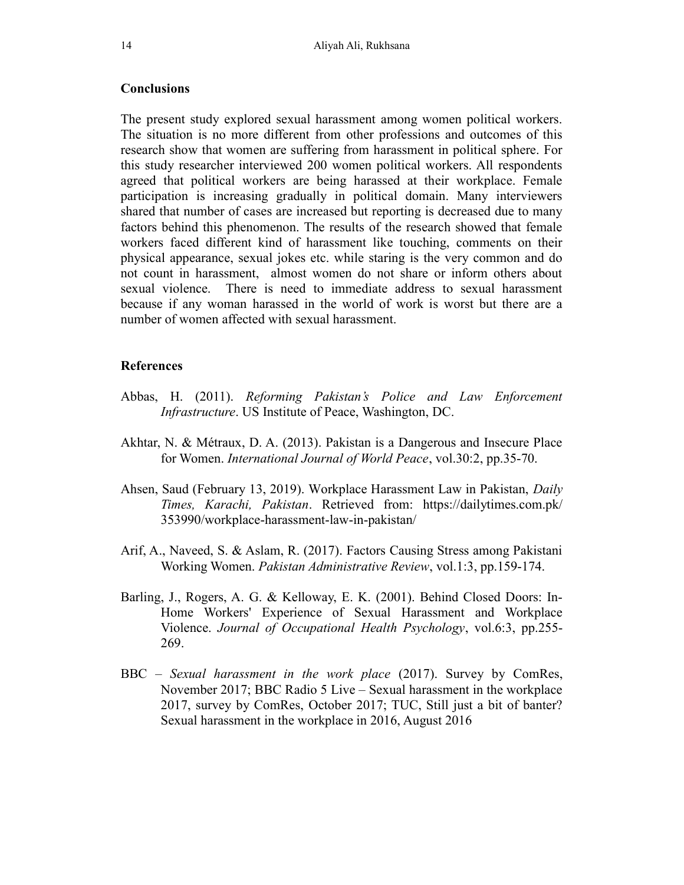## Conclusions

The present study explored sexual harassment among women political workers. The situation is no more different from other professions and outcomes of this research show that women are suffering from harassment in political sphere. For this study researcher interviewed 200 women political workers. All respondents agreed that political workers are being harassed at their workplace. Female participation is increasing gradually in political domain. Many interviewers shared that number of cases are increased but reporting is decreased due to many factors behind this phenomenon. The results of the research showed that female workers faced different kind of harassment like touching, comments on their physical appearance, sexual jokes etc. while staring is the very common and do not count in harassment, almost women do not share or inform others about sexual violence. There is need to immediate address to sexual harassment because if any woman harassed in the world of work is worst but there are a number of women affected with sexual harassment.

## References

Abbas, H. (2011). *Reforming Pakistan's Police and Law Enforcement Infrastructure*. US Institute of Peace, Washington, DC.

Akhtar, N. & Métraux, D. A. (2013). Pakistan is a Dangerous and Insecure Place for Women. *International Journal of World Peace*, vol.30:2, pp.35-70.

Ahsen, Saud (February 13, 2019). Workplace Harassment Law in Pakistan, *Daily Times, Karachi, Pakistan*. Retrieved from: https://dailytimes.com.pk/353990/workplace-harassment-law-in-pakistan/

Arif, A., Naveed, S. & Aslam, R. (2017). Factors Causing Stress among Pakistani Working Women. *Pakistan Administrative Review*, vol.1:3, pp.159-174.

Barling, J., Rogers, A. G. & Kelloway, E. K. (2001). Behind Closed Doors: In-Home Workers' Experience of Sexual Harassment and Workplace Violence. *Journal of Occupational Health Psychology*, vol.6:3, pp.255-269.

BBC – *Sexual harassment in the work place* (2017). Survey by ComRes, November 2017; BBC Radio 5 Live – Sexual harassment in the workplace 2017, survey by ComRes, October 2017; TUC, Still just a bit of banter? Sexual harassment in the workplace in 2016, August 2016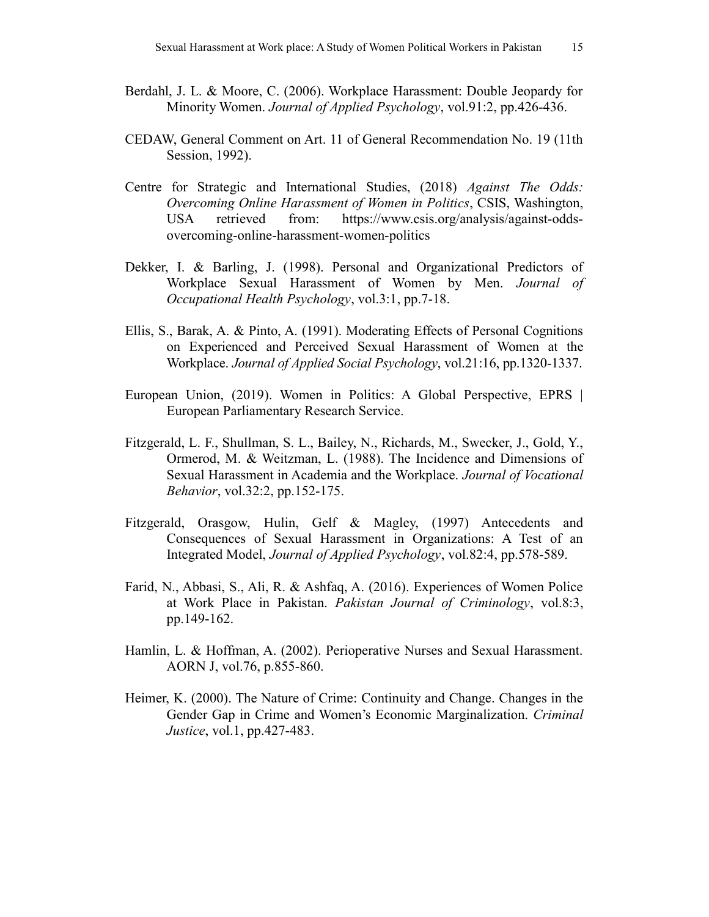Berdahl, J. L. & Moore, C. (2006). Workplace Harassment: Double Jeopardy for Minority Women. *Journal of Applied Psychology*, vol.91:2, pp.426-436.

CEDAW, General Comment on Art. 11 of General Recommendation No. 19 (11th Session, 1992).

Centre for Strategic and International Studies, (2018) *Against The Odds: Overcoming Online Harassment of Women in Politics*, CSIS, Washington, USA retrieved from: https://www.csis.org/analysis/against-odds-overcoming-online-harassment-women-politics

Dekker, I. & Barling, J. (1998). Personal and Organizational Predictors of Workplace Sexual Harassment of Women by Men. *Journal of Occupational Health Psychology*, vol.3:1, pp.7-18.

Ellis, S., Barak, A. & Pinto, A. (1991). Moderating Effects of Personal Cognitions on Experienced and Perceived Sexual Harassment of Women at the Workplace. *Journal of Applied Social Psychology*, vol.21:16, pp.1320-1337.

European Union, (2019). Women in Politics: A Global Perspective, EPRS | European Parliamentary Research Service.

Fitzgerald, L. F., Shullman, S. L., Bailey, N., Richards, M., Swecker, J., Gold, Y., Ormerod, M. & Weitzman, L. (1988). The Incidence and Dimensions of Sexual Harassment in Academia and the Workplace. *Journal of Vocational Behavior*, vol.32:2, pp.152-175.

Fitzgerald, Orasgow, Hulin, Gelf & Magley, (1997) Antecedents and Consequences of Sexual Harassment in Organizations: A Test of an Integrated Model, *Journal of Applied Psychology*, vol.82:4, pp.578-589.

Farid, N., Abbasi, S., Ali, R. & Ashfaq, A. (2016). Experiences of Women Police at Work Place in Pakistan. *Pakistan Journal of Criminology*, vol.8:3, pp.149-162.

Hamlin, L. & Hoffman, A. (2002). Perioperative Nurses and Sexual Harassment. AORN J, vol.76, p.855-860.

Heimer, K. (2000). The Nature of Crime: Continuity and Change. Changes in the Gender Gap in Crime and Women's Economic Marginalization. *Criminal Justice*, vol.1, pp.427-483.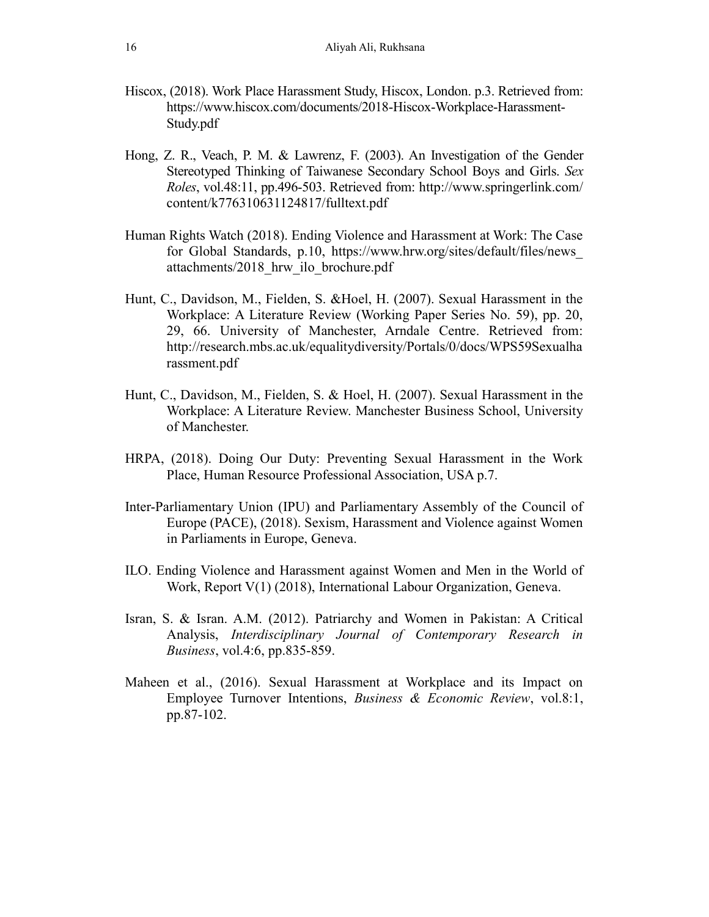Hiscox, (2018). Work Place Harassment Study, Hiscox, London. p.3. Retrieved from: https://www.hiscox.com/documents/2018-Hiscox-Workplace-Harassment-Study.pdf

Hong, Z. R., Veach, P. M. & Lawrenz, F. (2003). An Investigation of the Gender Stereotyped Thinking of Taiwanese Secondary School Boys and Girls. *Sex Roles*, vol.48:11, pp.496-503. Retrieved from: http://www.springerlink.com/content/k776310631124817/fulltext.pdf

Human Rights Watch (2018). Ending Violence and Harassment at Work: The Case for Global Standards, p.10, https://www.hrw.org/sites/default/files/news_attachments/2018_hrw_ilo_brochure.pdf

Hunt, C., Davidson, M., Fielden, S. &Hoel, H. (2007). Sexual Harassment in the Workplace: A Literature Review (Working Paper Series No. 59), pp. 20, 29, 66. University of Manchester, Arndale Centre. Retrieved from: http://research.mbs.ac.uk/equalitydiversity/Portals/0/docs/WPS59Sexualharassment.pdf

Hunt, C., Davidson, M., Fielden, S. & Hoel, H. (2007). Sexual Harassment in the Workplace: A Literature Review. Manchester Business School, University of Manchester.

HRPA, (2018). Doing Our Duty: Preventing Sexual Harassment in the Work Place, Human Resource Professional Association, USA p.7.

Inter-Parliamentary Union (IPU) and Parliamentary Assembly of the Council of Europe (PACE), (2018). Sexism, Harassment and Violence against Women in Parliaments in Europe, Geneva.

ILO. Ending Violence and Harassment against Women and Men in the World of Work, Report V(1) (2018), International Labour Organization, Geneva.

Isran, S. & Isran. A.M. (2012). Patriarchy and Women in Pakistan: A Critical Analysis, *Interdisciplinary Journal of Contemporary Research in Business*, vol.4:6, pp.835-859.

Maheen et al., (2016). Sexual Harassment at Workplace and its Impact on Employee Turnover Intentions, *Business & Economic Review*, vol.8:1, pp.87-102.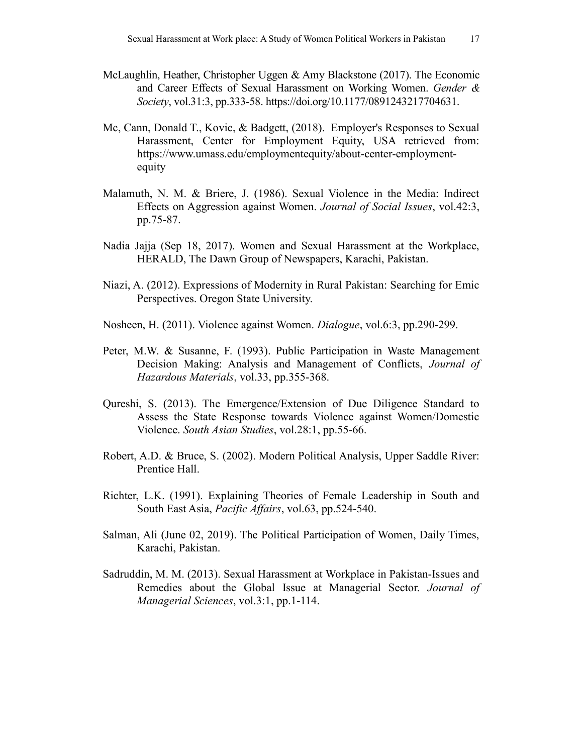McLaughlin, Heather, Christopher Uggen & Amy Blackstone (2017). The Economic and Career Effects of Sexual Harassment on Working Women. *Gender & Society*, vol.31:3, pp.333-58. https://doi.org/10.1177/0891243217704631.

Mc, Cann, Donald T., Kovic, & Badgett, (2018). Employer's Responses to Sexual Harassment, Center for Employment Equity, USA retrieved from: https://www.umass.edu/employmentequity/about-center-employment-equity

Malamuth, N. M. & Briere, J. (1986). Sexual Violence in the Media: Indirect Effects on Aggression against Women. *Journal of Social Issues*, vol.42:3, pp.75-87.

Nadia Jajja (Sep 18, 2017). Women and Sexual Harassment at the Workplace, HERALD, The Dawn Group of Newspapers, Karachi, Pakistan.

Niazi, A. (2012). Expressions of Modernity in Rural Pakistan: Searching for Emic Perspectives. Oregon State University.

Nosheen, H. (2011). Violence against Women. *Dialogue*, vol.6:3, pp.290-299.

Peter, M.W. & Susanne, F. (1993). Public Participation in Waste Management Decision Making: Analysis and Management of Conflicts, *Journal of Hazardous Materials*, vol.33, pp.355-368.

Qureshi, S. (2013). The Emergence/Extension of Due Diligence Standard to Assess the State Response towards Violence against Women/Domestic Violence. *South Asian Studies*, vol.28:1, pp.55-66.

Robert, A.D. & Bruce, S. (2002). Modern Political Analysis, Upper Saddle River: Prentice Hall.

Richter, L.K. (1991). Explaining Theories of Female Leadership in South and South East Asia, *Pacific Affairs*, vol.63, pp.524-540.

Salman, Ali (June 02, 2019). The Political Participation of Women, Daily Times, Karachi, Pakistan.

Sadruddin, M. M. (2013). Sexual Harassment at Workplace in Pakistan-Issues and Remedies about the Global Issue at Managerial Sector. *Journal of Managerial Sciences*, vol.3:1, pp.1-114.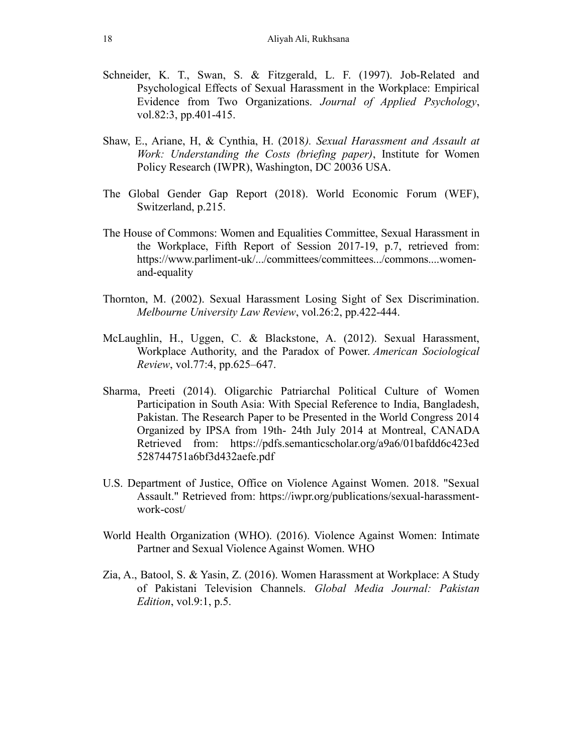Schneider, K. T., Swan, S. & Fitzgerald, L. F. (1997). Job-Related and Psychological Effects of Sexual Harassment in the Workplace: Empirical Evidence from Two Organizations. *Journal of Applied Psychology*, vol.82:3, pp.401-415.

Shaw, E., Ariane, H, & Cynthia, H. (2018*). Sexual Harassment and Assault at Work: Understanding the Costs (briefing paper)*, Institute for Women Policy Research (IWPR), Washington, DC 20036 USA.

The Global Gender Gap Report (2018). World Economic Forum (WEF), Switzerland, p.215.

The House of Commons: Women and Equalities Committee, Sexual Harassment in the Workplace, Fifth Report of Session 2017-19, p.7, retrieved from: https://www.parliment-uk/.../committees/committees.../commons....women-and-equality

Thornton, M. (2002). Sexual Harassment Losing Sight of Sex Discrimination. *Melbourne University Law Review*, vol.26:2, pp.422-444.

McLaughlin, H., Uggen, C. & Blackstone, A. (2012). Sexual Harassment, Workplace Authority, and the Paradox of Power. *American Sociological Review*, vol.77:4, pp.625–647.

Sharma, Preeti (2014). Oligarchic Patriarchal Political Culture of Women Participation in South Asia: With Special Reference to India, Bangladesh, Pakistan. The Research Paper to be Presented in the World Congress 2014 Organized by IPSA from 19th- 24th July 2014 at Montreal, CANADA Retrieved from: https://pdfs.semanticscholar.org/a9a6/01bafdd6c423ed528744751a6bf3d432aefe.pdf

U.S. Department of Justice, Office on Violence Against Women. 2018. "Sexual Assault." Retrieved from: https://iwpr.org/publications/sexual-harassment-work-cost/

World Health Organization (WHO). (2016). Violence Against Women: Intimate Partner and Sexual Violence Against Women. WHO

Zia, A., Batool, S. & Yasin, Z. (2016). Women Harassment at Workplace: A Study of Pakistani Television Channels. *Global Media Journal: Pakistan Edition*, vol.9:1, p.5.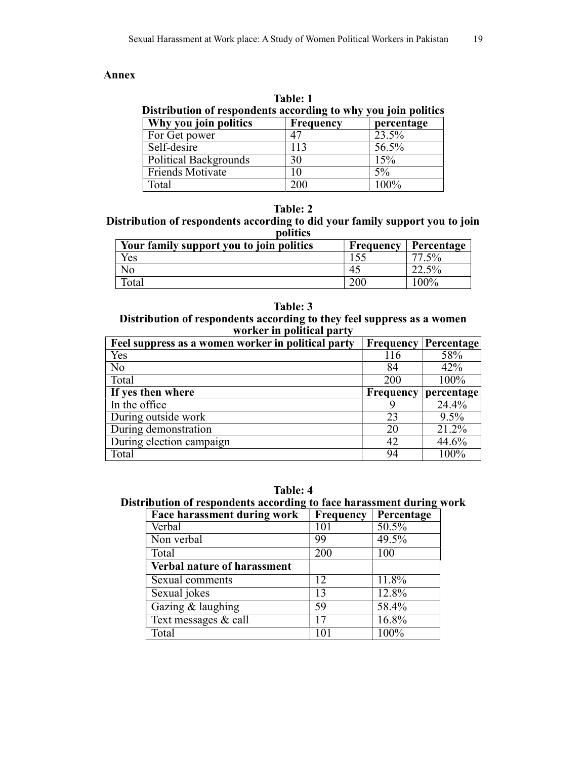**Annex**

**Table: 1**
**Distribution of respondents according to why you join politics**

| Why you join politics | Frequency | percentage |
|---|---|---|
| For Get power | 47 | 23.5% |
| Self-desire | 113 | 56.5% |
| Political Backgrounds | 30 | 15% |
| Friends Motivate | 10 | 5% |
| Total | 200 | 100% |

**Table: 2**
**Distribution of respondents according to did your family support you to join politics**

| Your family support you to join politics | Frequency | Percentage |
|---|---|---|
| Yes | 155 | 77.5% |
| No | 45 | 22.5% |
| Total | 200 | 100% |

**Table: 3**
**Distribution of respondents according to they feel suppress as a women worker in political party**

| Feel suppress as a women worker in political party | Frequency | Percentage |
|---|---|---|
| Yes | 116 | 58% |
| No | 84 | 42% |
| Total | 200 | 100% |
| **If yes then where** | **Frequency** | **percentage** |
| In the office | 9 | 24.4% |
| During outside work | 23 | 9.5% |
| During demonstration | 20 | 21.2% |
| During election campaign | 42 | 44.6% |
| Total | 94 | 100% |

**Table: 4**
**Distribution of respondents according to face harassment during work**

| Face harassment during work | Frequency | Percentage |
|---|---|---|
| Verbal | 101 | 50.5% |
| Non verbal | 99 | 49.5% |
| Total | 200 | 100 |
| **Verbal nature of harassment** | | |
| Sexual comments | 12 | 11.8% |
| Sexual jokes | 13 | 12.8% |
| Gazing & laughing | 59 | 58.4% |
| Text messages & call | 17 | 16.8% |
| Total | 101 | 100% |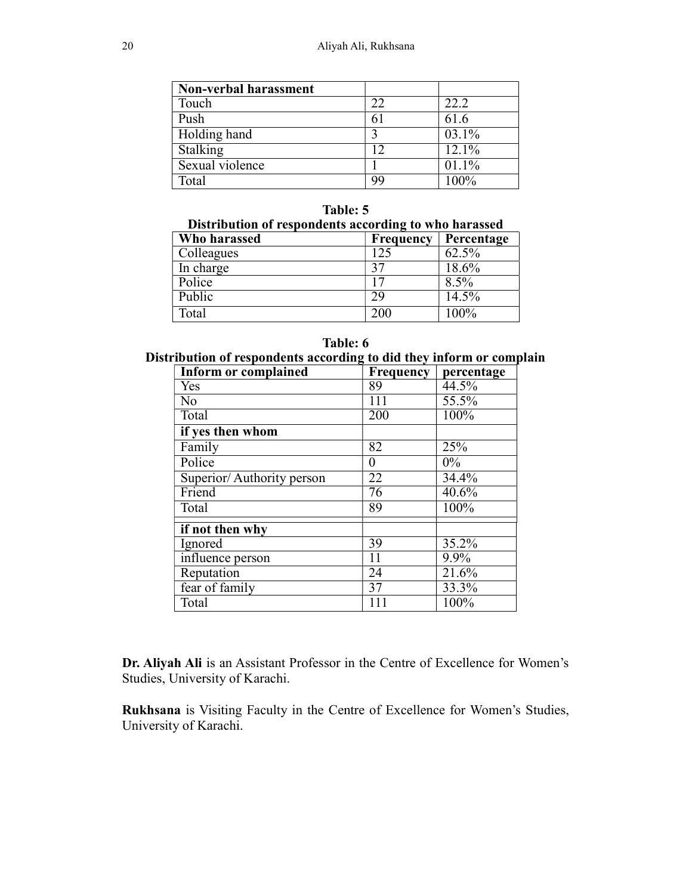| Non-verbal harassment | | |
|---|---|---|
| Touch | 22 | 22.2 |
| Push | 61 | 61.6 |
| Holding hand | 3 | 03.1% |
| Stalking | 12 | 12.1% |
| Sexual violence | 1 | 01.1% |
| Total | 99 | 100% |

**Table: 5**

**Distribution of respondents according to who harassed**

| Who harassed | Frequency | Percentage |
|---|---|---|
| Colleagues | 125 | 62.5% |
| In charge | 37 | 18.6% |
| Police | 17 | 8.5% |
| Public | 29 | 14.5% |
| Total | 200 | 100% |

**Table: 6**

**Distribution of respondents according to did they inform or complain**

| Inform or complained | Frequency | percentage |
|---|---|---|
| Yes | 89 | 44.5% |
| No | 111 | 55.5% |
| Total | 200 | 100% |
| **if yes then whom** | | |
| Family | 82 | 25% |
| Police | 0 | 0% |
| Superior/ Authority person | 22 | 34.4% |
| Friend | 76 | 40.6% |
| Total | 89 | 100% |
| **if not then why** | | |
| Ignored | 39 | 35.2% |
| influence person | 11 | 9.9% |
| Reputation | 24 | 21.6% |
| fear of family | 37 | 33.3% |
| Total | 111 | 100% |

**Dr. Aliyah Ali** is an Assistant Professor in the Centre of Excellence for Women's Studies, University of Karachi.

**Rukhsana** is Visiting Faculty in the Centre of Excellence for Women's Studies, University of Karachi.